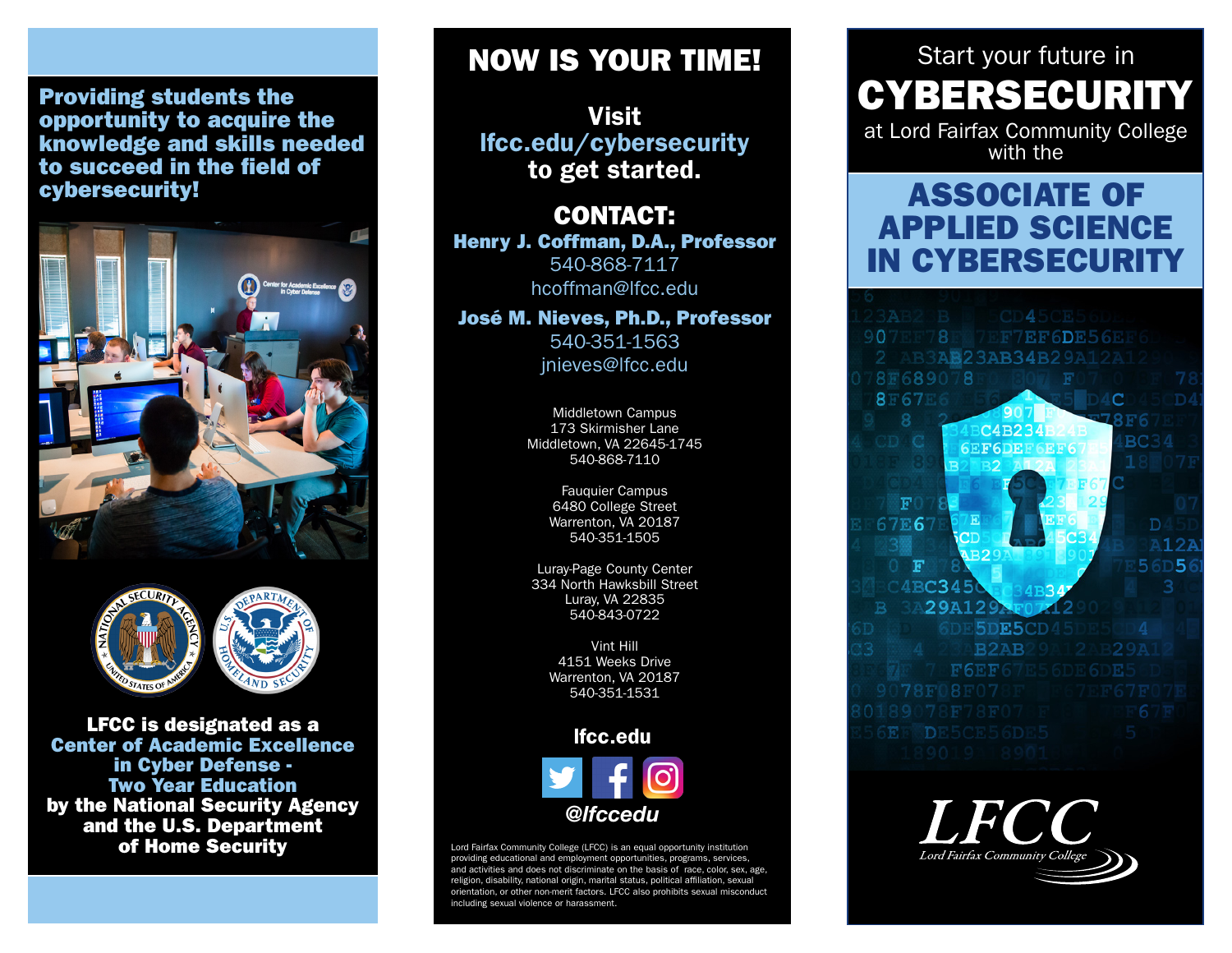**Providing students the opportunity to acquire the knowledge and skills needed to succeed in the field of cybersecurity!**

**LFCC is designated as a Center of Academic Excellence in Cyber Defense - Two Year Education by the National Security Agency and the U.S. Department of Home Security**

# NOW IS YOUR TIME!

**Visit lfcc.edu/cybersecurity to get started.**

## CONTACT:

**Henry J. Coffman, D.A., Professor**
540-868-7117
hcoffman@lfcc.edu

**José M. Nieves, Ph.D., Professor**
540-351-1563
jnieves@lfcc.edu

Middletown Campus
173 Skirmisher Lane
Middletown, VA 22645-1745
540-868-7110

Fauquier Campus
6480 College Street
Warrenton, VA 20187
540-351-1505

Luray-Page County Center
334 North Hawksbill Street
Luray, VA 22835
540-843-0722

Vint Hill
4151 Weeks Drive
Warrenton, VA 20187
540-351-1531

**lfcc.edu**

***@lfccedu***

Lord Fairfax Community College (LFCC) is an equal opportunity institution providing educational and employment opportunities, programs, services, and activities and does not discriminate on the basis of race, color, sex, age, religion, disability, national origin, marital status, political affiliation, sexual orientation, or other non-merit factors. LFCC also prohibits sexual misconduct including sexual violence or harassment.

Start your future in

# CYBERSECURITY

at Lord Fairfax Community College with the

## ASSOCIATE OF APPLIED SCIENCE IN CYBERSECURITY

LFCC
Lord Fairfax Community College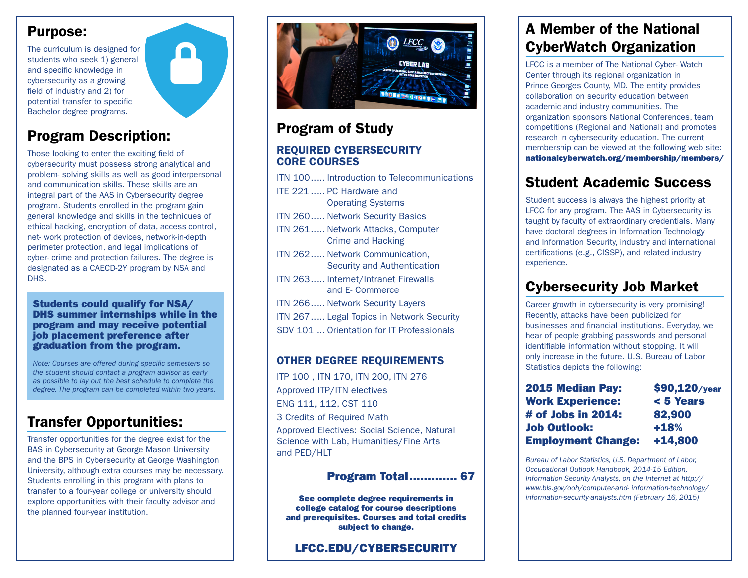## Purpose:

The curriculum is designed for students who seek 1) general and specific knowledge in cybersecurity as a growing field of industry and 2) for potential transfer to specific Bachelor degree programs.

## Program Description:

Those looking to enter the exciting field of cybersecurity must possess strong analytical and problem- solving skills as well as good interpersonal and communication skills. These skills are an integral part of the AAS in Cybersecurity degree program. Students enrolled in the program gain general knowledge and skills in the techniques of ethical hacking, encryption of data, access control, net- work protection of devices, network-in-depth perimeter protection, and legal implications of cyber- crime and protection failures. The degree is designated as a CAECD-2Y program by NSA and DHS.

**Students could qualify for NSA/ DHS summer internships while in the program and may receive potential job placement preference after graduation from the program.**

*Note: Courses are offered during specific semesters so the student should contact a program advisor as early as possible to lay out the best schedule to complete the degree. The program can be completed within two years.*

## Transfer Opportunities:

Transfer opportunities for the degree exist for the BAS in Cybersecurity at George Mason University and the BPS in Cybersecurity at George Washington University, although extra courses may be necessary. Students enrolling in this program with plans to transfer to a four-year college or university should explore opportunities with their faculty advisor and the planned four-year institution.

## Program of Study

### REQUIRED CYBERSECURITY CORE COURSES

ITN 100..... Introduction to Telecommunications
ITE 221 ..... PC Hardware and Operating Systems
ITN 260..... Network Security Basics
ITN 261..... Network Attacks, Computer Crime and Hacking
ITN 262..... Network Communication, Security and Authentication
ITN 263..... Internet/Intranet Firewalls and E- Commerce
ITN 266..... Network Security Layers
ITN 267..... Legal Topics in Network Security
SDV 101 ... Orientation for IT Professionals

### OTHER DEGREE REQUIREMENTS

ITP 100 , ITN 170, ITN 200, ITN 276
Approved ITP/ITN electives
ENG 111, 112, CST 110
3 Credits of Required Math
Approved Electives: Social Science, Natural Science with Lab, Humanities/Fine Arts and PED/HLT

**Program Total............ 67**

**See complete degree requirements in college catalog for course descriptions and prerequisites. Courses and total credits subject to change.**

**LFCC.EDU/CYBERSECURITY**

## A Member of the National CyberWatch Organization

LFCC is a member of The National Cyber- Watch Center through its regional organization in Prince Georges County, MD. The entity provides collaboration on security education between academic and industry communities. The organization sponsors National Conferences, team competitions (Regional and National) and promotes research in cybersecurity education. The current membership can be viewed at the following web site: **nationalcyberwatch.org/membership/members/**

## Student Academic Success

Student success is always the highest priority at LFCC for any program. The AAS in Cybersecurity is taught by faculty of extraordinary credentials. Many have doctoral degrees in Information Technology and Information Security, industry and international certifications (e.g., CISSP), and related industry experience.

## Cybersecurity Job Market

Career growth in cybersecurity is very promising! Recently, attacks have been publicized for businesses and financial institutions. Everyday, we hear of people grabbing passwords and personal identifiable information without stopping. It will only increase in the future. U.S. Bureau of Labor Statistics depicts the following:

| | |
|---|---|
| **2015 Median Pay:** | **$90,120/year** |
| **Work Experience:** | **< 5 Years** |
| **# of Jobs in 2014:** | **82,900** |
| **Job Outlook:** | **+18%** |
| **Employment Change:** | **+14,800** |

*Bureau of Labor Statistics, U.S. Department of Labor, Occupational Outlook Handbook, 2014-15 Edition, Information Security Analysts, on the Internet at http:// www.bls.gov/ooh/computer-and- information-technology/ information-security-analysts.htm (February 16, 2015)*